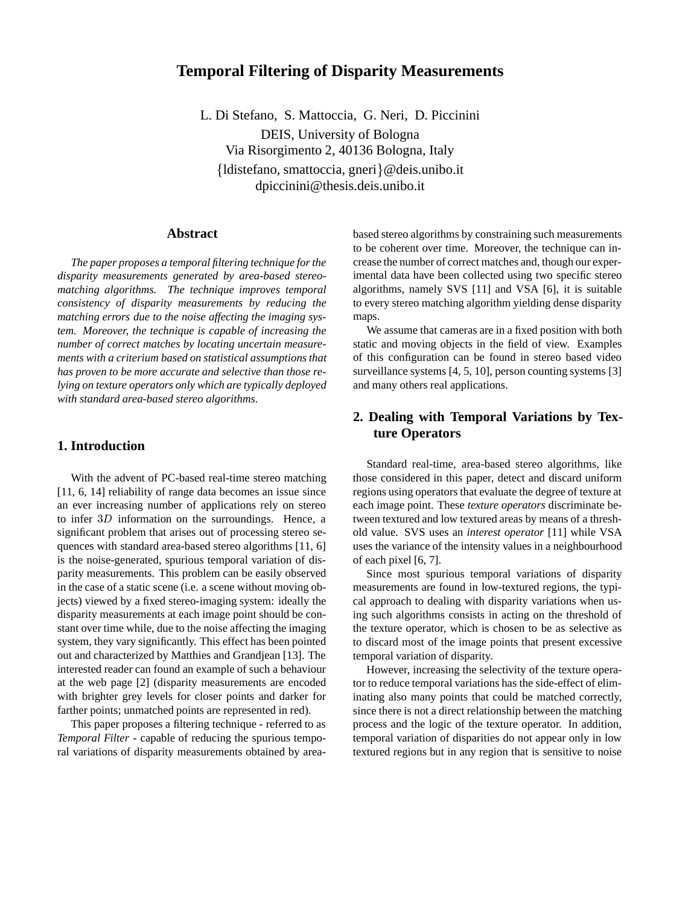# Temporal Filtering of Disparity Measurements

L. Di Stefano, S. Mattoccia, G. Neri, D. Piccinini
DEIS, University of Bologna
Via Risorgimento 2, 40136 Bologna, Italy
{ldistefano, smattoccia, gneri}@deis.unibo.it
dpiccinini@thesis.deis.unibo.it

## Abstract

*The paper proposes a temporal filtering technique for the disparity measurements generated by area-based stereo-matching algorithms. The technique improves temporal consistency of disparity measurements by reducing the matching errors due to the noise affecting the imaging system. Moreover, the technique is capable of increasing the number of correct matches by locating uncertain measurements with a criterium based on statistical assumptions that has proven to be more accurate and selective than those relying on texture operators only which are typically deployed with standard area-based stereo algorithms.*

## 1. Introduction

With the advent of PC-based real-time stereo matching [11, 6, 14] reliability of range data becomes an issue since an ever increasing number of applications rely on stereo to infer $3D$ information on the surroundings. Hence, a significant problem that arises out of processing stereo sequences with standard area-based stereo algorithms [11, 6] is the noise-generated, spurious temporal variation of disparity measurements. This problem can be easily observed in the case of a static scene (i.e. a scene without moving objects) viewed by a fixed stereo-imaging system: ideally the disparity measurements at each image point should be constant over time while, due to the noise affecting the imaging system, they vary significantly. This effect has been pointed out and characterized by Matthies and Grandjean [13]. The interested reader can found an example of such a behaviour at the web page [2] (disparity measurements are encoded with brighter grey levels for closer points and darker for farther points; unmatched points are represented in red).

This paper proposes a filtering technique - referred to as *Temporal Filter* - capable of reducing the spurious temporal variations of disparity measurements obtained by area-based stereo algorithms by constraining such measurements to be coherent over time. Moreover, the technique can increase the number of correct matches and, though our experimental data have been collected using two specific stereo algorithms, namely SVS [11] and VSA [6], it is suitable to every stereo matching algorithm yielding dense disparity maps.

We assume that cameras are in a fixed position with both static and moving objects in the field of view. Examples of this configuration can be found in stereo based video surveillance systems [4, 5, 10], person counting systems [3] and many others real applications.

## 2. Dealing with Temporal Variations by Texture Operators

Standard real-time, area-based stereo algorithms, like those considered in this paper, detect and discard uniform regions using operators that evaluate the degree of texture at each image point. These *texture operators* discriminate between textured and low textured areas by means of a threshold value. SVS uses an *interest operator* [11] while VSA uses the variance of the intensity values in a neighbourhood of each pixel [6, 7].

Since most spurious temporal variations of disparity measurements are found in low-textured regions, the typical approach to dealing with disparity variations when using such algorithms consists in acting on the threshold of the texture operator, which is chosen to be as selective as to discard most of the image points that present excessive temporal variation of disparity.

However, increasing the selectivity of the texture operator to reduce temporal variations has the side-effect of eliminating also many points that could be matched correctly, since there is not a direct relationship between the matching process and the logic of the texture operator. In addition, temporal variation of disparities do not appear only in low textured regions but in any region that is sensitive to noise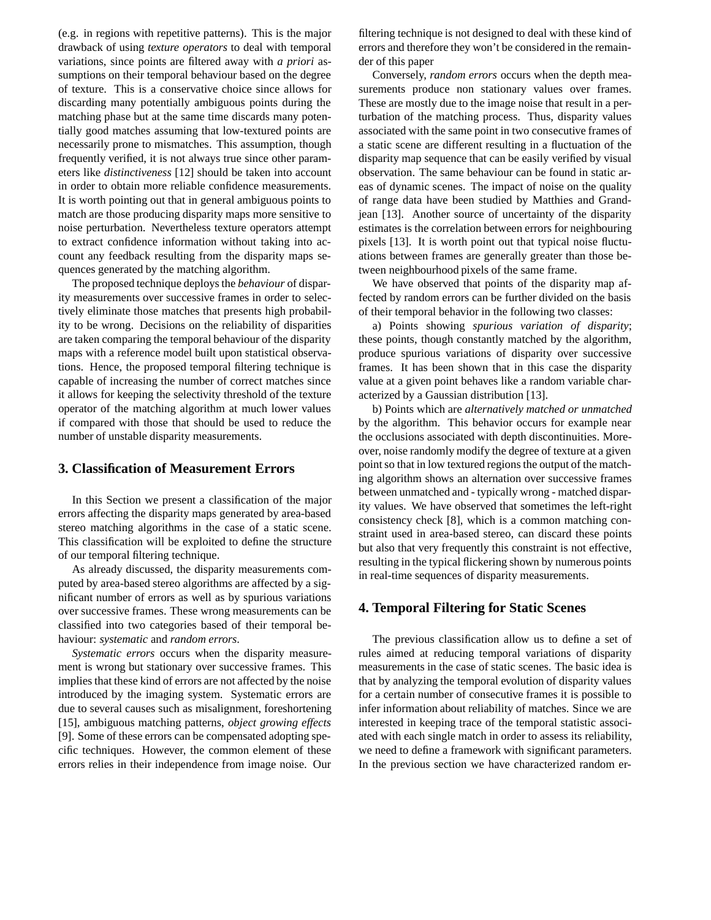(e.g. in regions with repetitive patterns). This is the major drawback of using *texture operators* to deal with temporal variations, since points are filtered away with *a priori* assumptions on their temporal behaviour based on the degree of texture. This is a conservative choice since allows for discarding many potentially ambiguous points during the matching phase but at the same time discards many potentially good matches assuming that low-textured points are necessarily prone to mismatches. This assumption, though frequently verified, it is not always true since other parameters like *distinctiveness* [12] should be taken into account in order to obtain more reliable confidence measurements. It is worth pointing out that in general ambiguous points to match are those producing disparity maps more sensitive to noise perturbation. Nevertheless texture operators attempt to extract confidence information without taking into account any feedback resulting from the disparity maps sequences generated by the matching algorithm.

The proposed technique deploys the *behaviour* of disparity measurements over successive frames in order to selectively eliminate those matches that presents high probability to be wrong. Decisions on the reliability of disparities are taken comparing the temporal behaviour of the disparity maps with a reference model built upon statistical observations. Hence, the proposed temporal filtering technique is capable of increasing the number of correct matches since it allows for keeping the selectivity threshold of the texture operator of the matching algorithm at much lower values if compared with those that should be used to reduce the number of unstable disparity measurements.

## 3. Classification of Measurement Errors

In this Section we present a classification of the major errors affecting the disparity maps generated by area-based stereo matching algorithms in the case of a static scene. This classification will be exploited to define the structure of our temporal filtering technique.

As already discussed, the disparity measurements computed by area-based stereo algorithms are affected by a significant number of errors as well as by spurious variations over successive frames. These wrong measurements can be classified into two categories based of their temporal behaviour: *systematic* and *random errors*.

*Systematic errors* occurs when the disparity measurement is wrong but stationary over successive frames. This implies that these kind of errors are not affected by the noise introduced by the imaging system. Systematic errors are due to several causes such as misalignment, foreshortening [15], ambiguous matching patterns, *object growing effects* [9]. Some of these errors can be compensated adopting specific techniques. However, the common element of these errors relies in their independence from image noise. Our filtering technique is not designed to deal with these kind of errors and therefore they won't be considered in the remainder of this paper

Conversely, *random errors* occurs when the depth measurements produce non stationary values over frames. These are mostly due to the image noise that result in a perturbation of the matching process. Thus, disparity values associated with the same point in two consecutive frames of a static scene are different resulting in a fluctuation of the disparity map sequence that can be easily verified by visual observation. The same behaviour can be found in static areas of dynamic scenes. The impact of noise on the quality of range data have been studied by Matthies and Grandjean [13]. Another source of uncertainty of the disparity estimates is the correlation between errors for neighbouring pixels [13]. It is worth point out that typical noise fluctuations between frames are generally greater than those between neighbourhood pixels of the same frame.

We have observed that points of the disparity map affected by random errors can be further divided on the basis of their temporal behavior in the following two classes:

a) Points showing *spurious variation of disparity*; these points, though constantly matched by the algorithm, produce spurious variations of disparity over successive frames. It has been shown that in this case the disparity value at a given point behaves like a random variable characterized by a Gaussian distribution [13].

b) Points which are *alternatively matched or unmatched* by the algorithm. This behavior occurs for example near the occlusions associated with depth discontinuities. Moreover, noise randomly modify the degree of texture at a given point so that in low textured regions the output of the matching algorithm shows an alternation over successive frames between unmatched and - typically wrong - matched disparity values. We have observed that sometimes the left-right consistency check [8], which is a common matching constraint used in area-based stereo, can discard these points but also that very frequently this constraint is not effective, resulting in the typical flickering shown by numerous points in real-time sequences of disparity measurements.

## 4. Temporal Filtering for Static Scenes

The previous classification allow us to define a set of rules aimed at reducing temporal variations of disparity measurements in the case of static scenes. The basic idea is that by analyzing the temporal evolution of disparity values for a certain number of consecutive frames it is possible to infer information about reliability of matches. Since we are interested in keeping trace of the temporal statistic associated with each single match in order to assess its reliability, we need to define a framework with significant parameters. In the previous section we have characterized random er-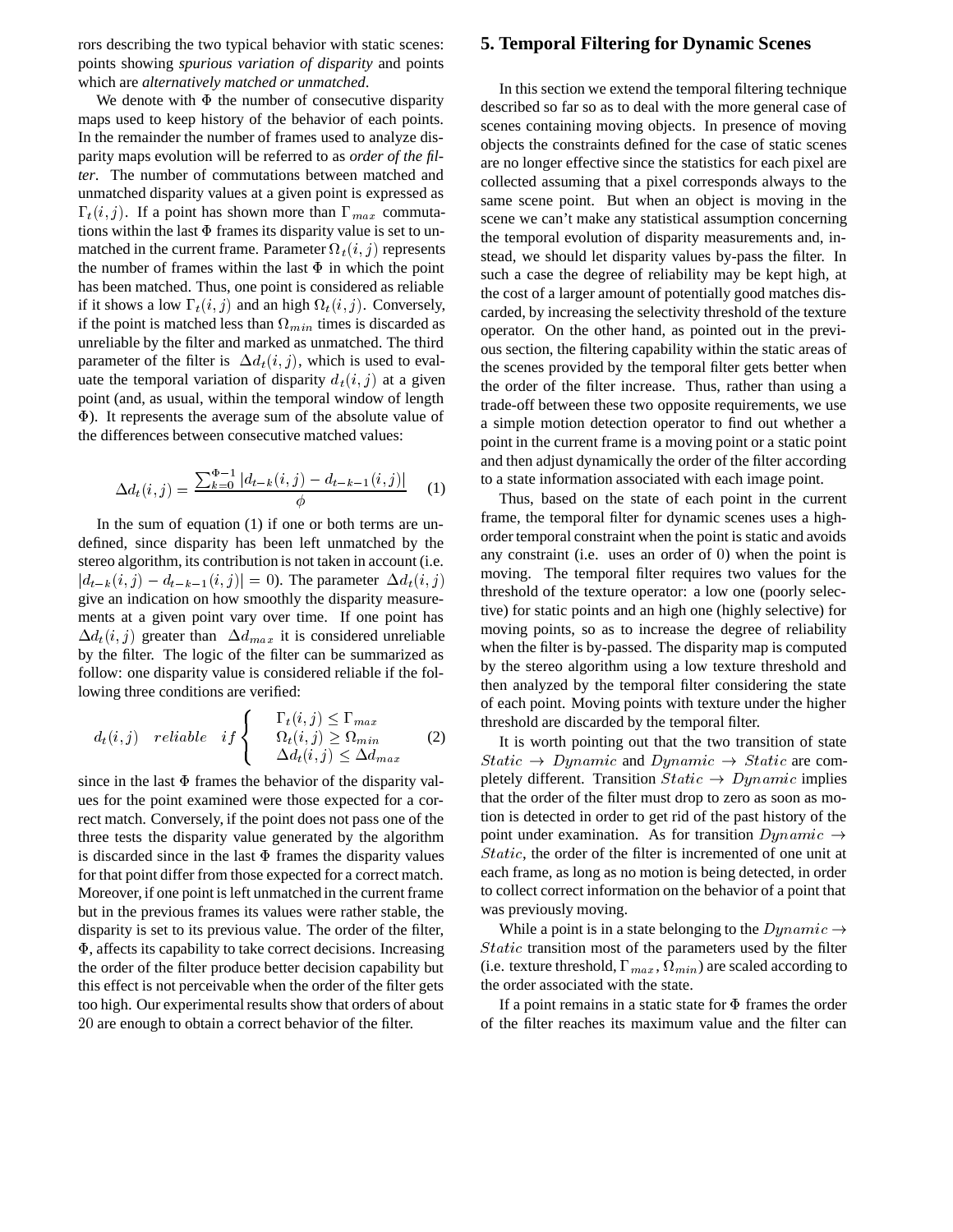rors describing the two typical behavior with static scenes: points showing *spurious variation of disparity* and points which are *alternatively matched or unmatched*.

We denote with $\Phi$ the number of consecutive disparity maps used to keep history of the behavior of each points. In the remainder the number of frames used to analyze disparity maps evolution will be referred to as *order of the filter*. The number of commutations between matched and unmatched disparity values at a given point is expressed as $\Gamma_t(i,j)$. If a point has shown more than $\Gamma_{max}$ commutations within the last $\Phi$ frames its disparity value is set to unmatched in the current frame. Parameter $\Omega_t(i,j)$ represents the number of frames within the last $\Phi$ in which the point has been matched. Thus, one point is considered as reliable if it shows a low $\Gamma_t(i,j)$ and an high $\Omega_t(i,j)$. Conversely, if the point is matched less than $\Omega_{min}$ times is discarded as unreliable by the filter and marked as unmatched. The third parameter of the filter is $\Delta d_t(i,j)$, which is used to evaluate the temporal variation of disparity $d_t(i,j)$ at a given point (and, as usual, within the temporal window of length $\Phi$). It represents the average sum of the absolute value of the differences between consecutive matched values:

$$\Delta d_t(i,j) = \frac{\sum_{k=0}^{\Phi-1} |d_{t-k}(i,j) - d_{t-k-1}(i,j)|}{\phi} \quad (1)$$

In the sum of equation (1) if one or both terms are undefined, since disparity has been left unmatched by the stereo algorithm, its contribution is not taken in account (i.e. $|d_{t-k}(i,j) - d_{t-k-1}(i,j)| = 0$). The parameter $\Delta d_t(i,j)$ give an indication on how smoothly the disparity measurements at a given point vary over time. If one point has $\Delta d_t(i,j)$ greater than $\Delta d_{max}$ it is considered unreliable by the filter. The logic of the filter can be summarized as follow: one disparity value is considered reliable if the following three conditions are verified:

$$d_t(i,j) \quad reliable \quad if \begin{cases} \Gamma_t(i,j) \leq \Gamma_{max} \\ \Omega_t(i,j) \geq \Omega_{min} \\ \Delta d_t(i,j) \leq \Delta d_{max} \end{cases} \quad (2)$$

since in the last $\Phi$ frames the behavior of the disparity values for the point examined were those expected for a correct match. Conversely, if the point does not pass one of the three tests the disparity value generated by the algorithm is discarded since in the last $\Phi$ frames the disparity values for that point differ from those expected for a correct match. Moreover, if one point is left unmatched in the current frame but in the previous frames its values were rather stable, the disparity is set to its previous value. The order of the filter, $\Phi$, affects its capability to take correct decisions. Increasing the order of the filter produce better decision capability but this effect is not perceivable when the order of the filter gets too high. Our experimental results show that orders of about $20$ are enough to obtain a correct behavior of the filter.

## 5. Temporal Filtering for Dynamic Scenes

In this section we extend the temporal filtering technique described so far so as to deal with the more general case of scenes containing moving objects. In presence of moving objects the constraints defined for the case of static scenes are no longer effective since the statistics for each pixel are collected assuming that a pixel corresponds always to the same scene point. But when an object is moving in the scene we can't make any statistical assumption concerning the temporal evolution of disparity measurements and, instead, we should let disparity values by-pass the filter. In such a case the degree of reliability may be kept high, at the cost of a larger amount of potentially good matches discarded, by increasing the selectivity threshold of the texture operator. On the other hand, as pointed out in the previous section, the filtering capability within the static areas of the scenes provided by the temporal filter gets better when the order of the filter increase. Thus, rather than using a trade-off between these two opposite requirements, we use a simple motion detection operator to find out whether a point in the current frame is a moving point or a static point and then adjust dynamically the order of the filter according to a state information associated with each image point.

Thus, based on the state of each point in the current frame, the temporal filter for dynamic scenes uses a high-order temporal constraint when the point is static and avoids any constraint (i.e. uses an order of $0$) when the point is moving. The temporal filter requires two values for the threshold of the texture operator: a low one (poorly selective) for static points and an high one (highly selective) for moving points, so as to increase the degree of reliability when the filter is by-passed. The disparity map is computed by the stereo algorithm using a low texture threshold and then analyzed by the temporal filter considering the state of each point. Moving points with texture under the higher threshold are discarded by the temporal filter.

It is worth pointing out that the two transition of state $Static \rightarrow Dynamic$ and $Dynamic \rightarrow Static$ are completely different. Transition $Static \rightarrow Dynamic$ implies that the order of the filter must drop to zero as soon as motion is detected in order to get rid of the past history of the point under examination. As for transition $Dynamic \rightarrow Static$, the order of the filter is incremented of one unit at each frame, as long as no motion is being detected, in order to collect correct information on the behavior of a point that was previously moving.

While a point is in a state belonging to the $Dynamic \rightarrow Static$ transition most of the parameters used by the filter (i.e. texture threshold, $\Gamma_{max}$, $\Omega_{min}$) are scaled according to the order associated with the state.

If a point remains in a static state for $\Phi$ frames the order of the filter reaches its maximum value and the filter can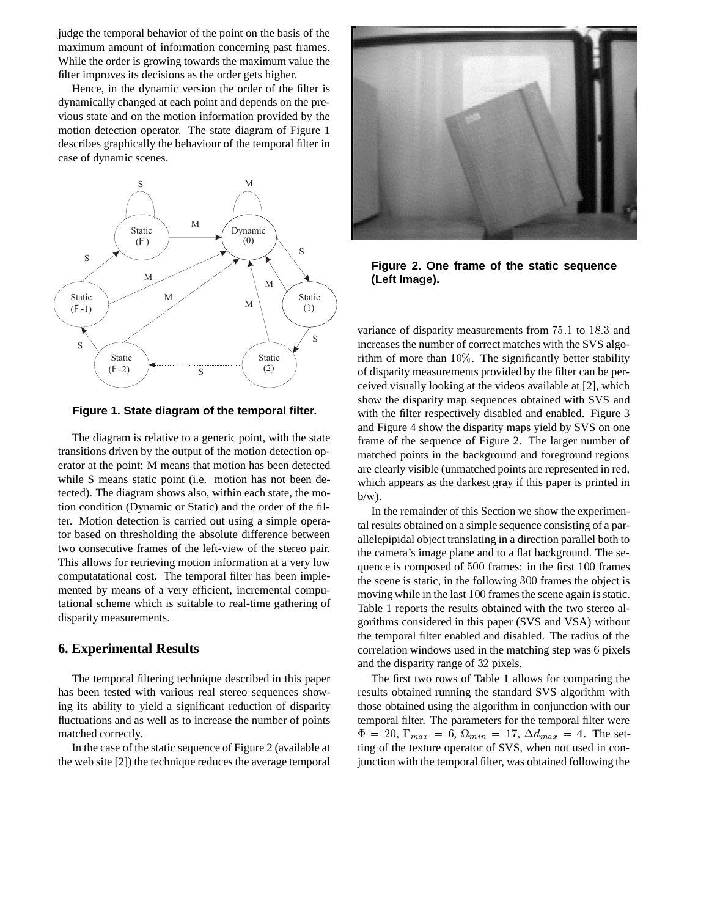judge the temporal behavior of the point on the basis of the maximum amount of information concerning past frames. While the order is growing towards the maximum value the filter improves its decisions as the order gets higher.

Hence, in the dynamic version the order of the filter is dynamically changed at each point and depends on the previous state and on the motion information provided by the motion detection operator. The state diagram of Figure 1 describes graphically the behaviour of the temporal filter in case of dynamic scenes.

**Figure 1. State diagram of the temporal filter.**

The diagram is relative to a generic point, with the state transitions driven by the output of the motion detection operator at the point: M means that motion has been detected while S means static point (i.e. motion has not been detected). The diagram shows also, within each state, the motion condition (Dynamic or Static) and the order of the filter. Motion detection is carried out using a simple operator based on thresholding the absolute difference between two consecutive frames of the left-view of the stereo pair. This allows for retrieving motion information at a very low computatational cost. The temporal filter has been implemented by means of a very efficient, incremental computational scheme which is suitable to real-time gathering of disparity measurements.

## 6. Experimental Results

The temporal filtering technique described in this paper has been tested with various real stereo sequences showing its ability to yield a significant reduction of disparity fluctuations and as well as to increase the number of points matched correctly.

In the case of the static sequence of Figure 2 (available at the web site [2]) the technique reduces the average temporal variance of disparity measurements from $75.1$ to $18.3$ and increases the number of correct matches with the SVS algorithm of more than $10\%$. The significantly better stability of disparity measurements provided by the filter can be perceived visually looking at the videos available at [2], which show the disparity map sequences obtained with SVS and with the filter respectively disabled and enabled. Figure 3 and Figure 4 show the disparity maps yield by SVS on one frame of the sequence of Figure 2. The larger number of matched points in the background and foreground regions are clearly visible (unmatched points are represented in red, which appears as the darkest gray if this paper is printed in b/w).

**Figure 2. One frame of the static sequence (Left Image).**

In the remainder of this Section we show the experimental results obtained on a simple sequence consisting of a parallelepipidal object translating in a direction parallel both to the camera's image plane and to a flat background. The sequence is composed of $500$ frames: in the first $100$ frames the scene is static, in the following $300$ frames the object is moving while in the last $100$ frames the scene again is static. Table 1 reports the results obtained with the two stereo algorithms considered in this paper (SVS and VSA) without the temporal filter enabled and disabled. The radius of the correlation windows used in the matching step was $6$ pixels and the disparity range of $32$ pixels.

The first two rows of Table 1 allows for comparing the results obtained running the standard SVS algorithm with those obtained using the algorithm in conjunction with our temporal filter. The parameters for the temporal filter were $\Phi = 20$, $\Gamma_{max} = 6$, $\Omega_{min} = 17$, $\Delta d_{max} = 4$. The setting of the texture operator of SVS, when not used in conjunction with the temporal filter, was obtained following the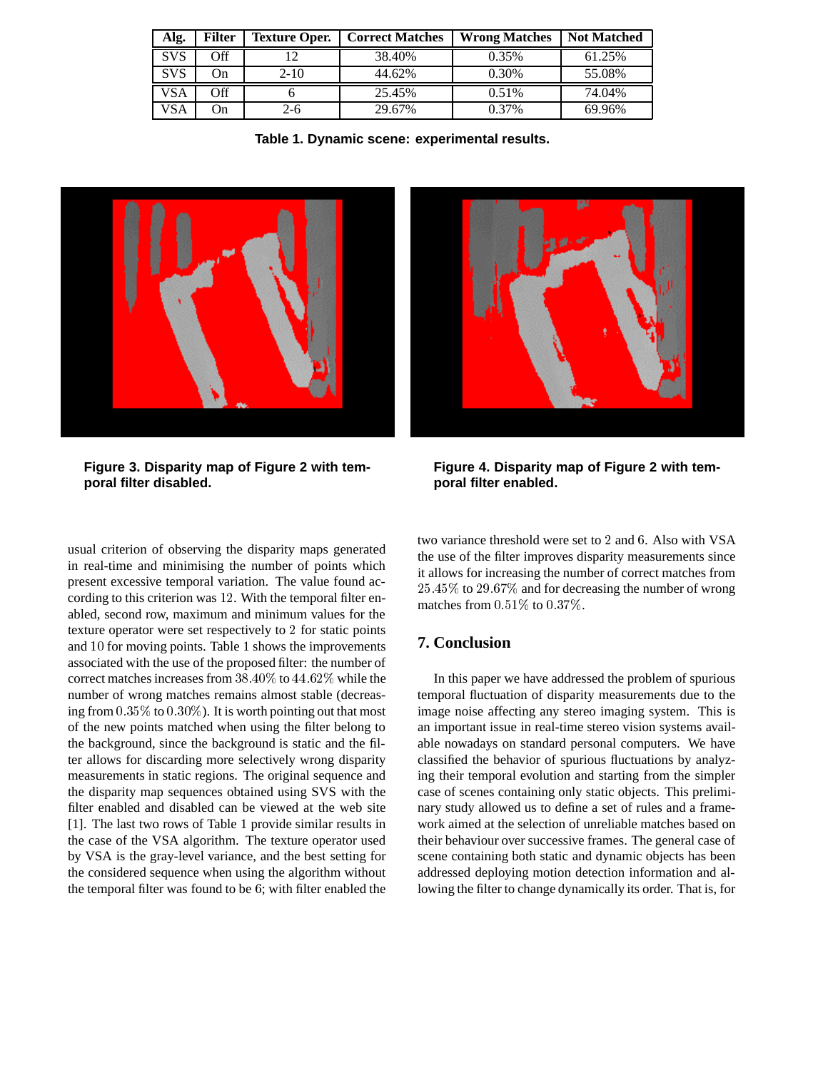| Alg. | Filter | Texture Oper. | Correct Matches | Wrong Matches | Not Matched |
|---|---|---|---|---|---|
| SVS | Off | 12 | 38.40% | 0.35% | 61.25% |
| SVS | On | 2-10 | 44.62% | 0.30% | 55.08% |
| VSA | Off | 6 | 25.45% | 0.51% | 74.04% |
| VSA | On | 2-6 | 29.67% | 0.37% | 69.96% |

**Table 1. Dynamic scene: experimental results.**

**Figure 3. Disparity map of Figure 2 with temporal filter disabled.**

**Figure 4. Disparity map of Figure 2 with temporal filter enabled.**

usual criterion of observing the disparity maps generated in real-time and minimising the number of points which present excessive temporal variation. The value found according to this criterion was 12. With the temporal filter enabled, second row, maximum and minimum values for the texture operator were set respectively to 2 for static points and 10 for moving points. Table 1 shows the improvements associated with the use of the proposed filter: the number of correct matches increases from $38.40\%$ to $44.62\%$ while the number of wrong matches remains almost stable (decreasing from $0.35\%$ to $0.30\%$). It is worth pointing out that most of the new points matched when using the filter belong to the background, since the background is static and the filter allows for discarding more selectively wrong disparity measurements in static regions. The original sequence and the disparity map sequences obtained using SVS with the filter enabled and disabled can be viewed at the web site [1]. The last two rows of Table 1 provide similar results in the case of the VSA algorithm. The texture operator used by VSA is the gray-level variance, and the best setting for the considered sequence when using the algorithm without the temporal filter was found to be 6; with filter enabled the two variance threshold were set to 2 and 6. Also with VSA the use of the filter improves disparity measurements since it allows for increasing the number of correct matches from $25.45\%$ to $29.67\%$ and for decreasing the number of wrong matches from $0.51\%$ to $0.37\%$.

## 7. Conclusion

In this paper we have addressed the problem of spurious temporal fluctuation of disparity measurements due to the image noise affecting any stereo imaging system. This is an important issue in real-time stereo vision systems available nowadays on standard personal computers. We have classified the behavior of spurious fluctuations by analyzing their temporal evolution and starting from the simpler case of scenes containing only static objects. This preliminary study allowed us to define a set of rules and a framework aimed at the selection of unreliable matches based on their behaviour over successive frames. The general case of scene containing both static and dynamic objects has been addressed deploying motion detection information and allowing the filter to change dynamically its order. That is, for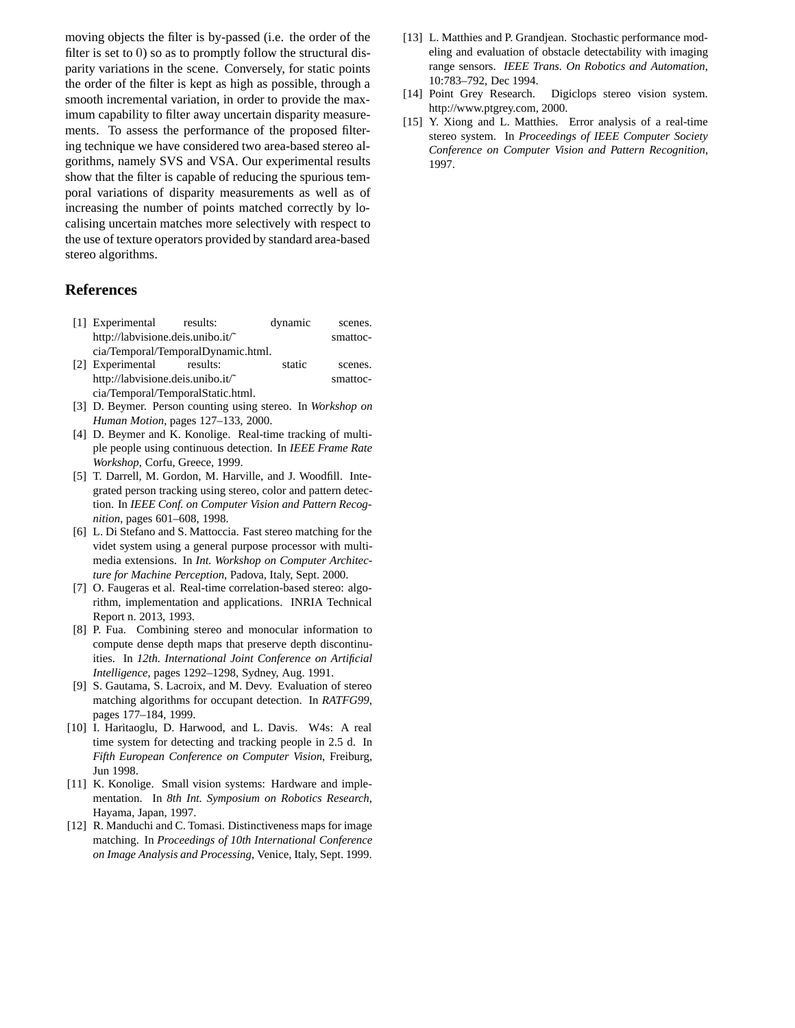moving objects the filter is by-passed (i.e. the order of the filter is set to 0) so as to promptly follow the structural disparity variations in the scene. Conversely, for static points the order of the filter is kept as high as possible, through a smooth incremental variation, in order to provide the maximum capability to filter away uncertain disparity measurements. To assess the performance of the proposed filtering technique we have considered two area-based stereo algorithms, namely SVS and VSA. Our experimental results show that the filter is capable of reducing the spurious temporal variations of disparity measurements as well as of increasing the number of points matched correctly by localising uncertain matches more selectively with respect to the use of texture operators provided by standard area-based stereo algorithms.

## References

[1] Experimental results: dynamic scenes. http://labvisione.deis.unibo.it/~smattoccia/Temporal/TemporalDynamic.html.

[2] Experimental results: static scenes. http://labvisione.deis.unibo.it/~smattoccia/Temporal/TemporalStatic.html.

[3] D. Beymer. Person counting using stereo. In *Workshop on Human Motion*, pages 127–133, 2000.

[4] D. Beymer and K. Konolige. Real-time tracking of multiple people using continuous detection. In *IEEE Frame Rate Workshop*, Corfu, Greece, 1999.

[5] T. Darrell, M. Gordon, M. Harville, and J. Woodfill. Integrated person tracking using stereo, color and pattern detection. In *IEEE Conf. on Computer Vision and Pattern Recognition*, pages 601–608, 1998.

[6] L. Di Stefano and S. Mattoccia. Fast stereo matching for the videt system using a general purpose processor with multimedia extensions. In *Int. Workshop on Computer Architecture for Machine Perception*, Padova, Italy, Sept. 2000.

[7] O. Faugeras et al. Real-time correlation-based stereo: algorithm, implementation and applications. INRIA Technical Report n. 2013, 1993.

[8] P. Fua. Combining stereo and monocular information to compute dense depth maps that preserve depth discontinuities. In *12th. International Joint Conference on Artificial Intelligence*, pages 1292–1298, Sydney, Aug. 1991.

[9] S. Gautama, S. Lacroix, and M. Devy. Evaluation of stereo matching algorithms for occupant detection. In *RATFG99*, pages 177–184, 1999.

[10] I. Haritaoglu, D. Harwood, and L. Davis. W4s: A real time system for detecting and tracking people in 2.5 d. In *Fifth European Conference on Computer Vision*, Freiburg, Jun 1998.

[11] K. Konolige. Small vision systems: Hardware and implementation. In *8th Int. Symposium on Robotics Research*, Hayama, Japan, 1997.

[12] R. Manduchi and C. Tomasi. Distinctiveness maps for image matching. In *Proceedings of 10th International Conference on Image Analysis and Processing*, Venice, Italy, Sept. 1999.

[13] L. Matthies and P. Grandjean. Stochastic performance modeling and evaluation of obstacle detectability with imaging range sensors. *IEEE Trans. On Robotics and Automation*, 10:783–792, Dec 1994.

[14] Point Grey Research. Digiclops stereo vision system. http://www.ptgrey.com, 2000.

[15] Y. Xiong and L. Matthies. Error analysis of a real-time stereo system. In *Proceedings of IEEE Computer Society Conference on Computer Vision and Pattern Recognition*, 1997.